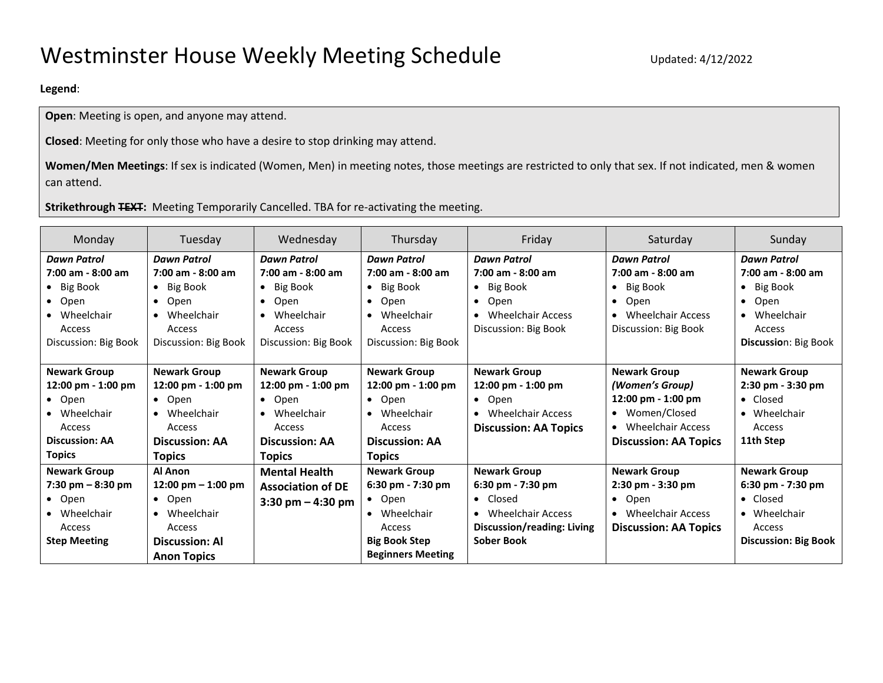# Westminster House Weekly Meeting Schedule

Updated: 4/12/2022

**Legend**:

**Open**: Meeting is open, and anyone may attend.

**Closed**: Meeting for only those who have a desire to stop drinking may attend.

**Women/Men Meetings**: If sex is indicated (Women, Men) in meeting notes, those meetings are restricted to only that sex. If not indicated, men & women can attend.

**Strikethrough ~~TEXT~~:** Meeting Temporarily Cancelled. TBA for re-activating the meeting.

| Monday | Tuesday | Wednesday | Thursday | Friday | Saturday | Sunday |
|---|---|---|---|---|---|---|
| ***Dawn Patrol*** **7:00 am - 8:00 am** • Big Book • Open • Wheelchair Access Discussion: Big Book | ***Dawn Patrol*** **7:00 am - 8:00 am** • Big Book • Open • Wheelchair Access Discussion: Big Book | ***Dawn Patrol*** **7:00 am - 8:00 am** • Big Book • Open • Wheelchair Access Discussion: Big Book | ***Dawn Patrol*** **7:00 am - 8:00 am** • Big Book • Open • Wheelchair Access Discussion: Big Book | ***Dawn Patrol*** **7:00 am - 8:00 am** • Big Book • Open • Wheelchair Access Discussion: Big Book | ***Dawn Patrol*** **7:00 am - 8:00 am** • Big Book • Open • Wheelchair Access Discussion: Big Book | ***Dawn Patrol*** **7:00 am - 8:00 am** • Big Book • Open • Wheelchair Access **Discussio**n: Big Book |
| **Newark Group** **12:00 pm - 1:00 pm** • Open • Wheelchair Access **Discussion: AA Topics** | **Newark Group** **12:00 pm - 1:00 pm** • Open • Wheelchair Access **Discussion: AA Topics** | **Newark Group** **12:00 pm - 1:00 pm** • Open • Wheelchair Access **Discussion: AA Topics** | **Newark Group** **12:00 pm - 1:00 pm** • Open • Wheelchair Access **Discussion: AA Topics** | **Newark Group** **12:00 pm - 1:00 pm** • Open • Wheelchair Access **Discussion: AA Topics** | **Newark Group** ***(Women's Group)*** **12:00 pm - 1:00 pm** • Women/Closed • Wheelchair Access **Discussion: AA Topics** | **Newark Group** **2:30 pm - 3:30 pm** • Closed • Wheelchair Access **11th Step** |
| **Newark Group** **7:30 pm – 8:30 pm** • Open • Wheelchair Access **Step Meeting** | **Al Anon** **12:00 pm – 1:00 pm** • Open • Wheelchair Access **Discussion: Al Anon Topics** | **Mental Health Association of DE** **3:30 pm – 4:30 pm** | **Newark Group** **6:30 pm - 7:30 pm** • Open • Wheelchair Access **Big Book Step Beginners Meeting** | **Newark Group** **6:30 pm - 7:30 pm** • Closed • Wheelchair Access **Discussion/reading: Living Sober Book** | **Newark Group** **2:30 pm - 3:30 pm** • Open • Wheelchair Access **Discussion: AA Topics** | **Newark Group** **6:30 pm - 7:30 pm** • Closed • Wheelchair Access **Discussion: Big Book** |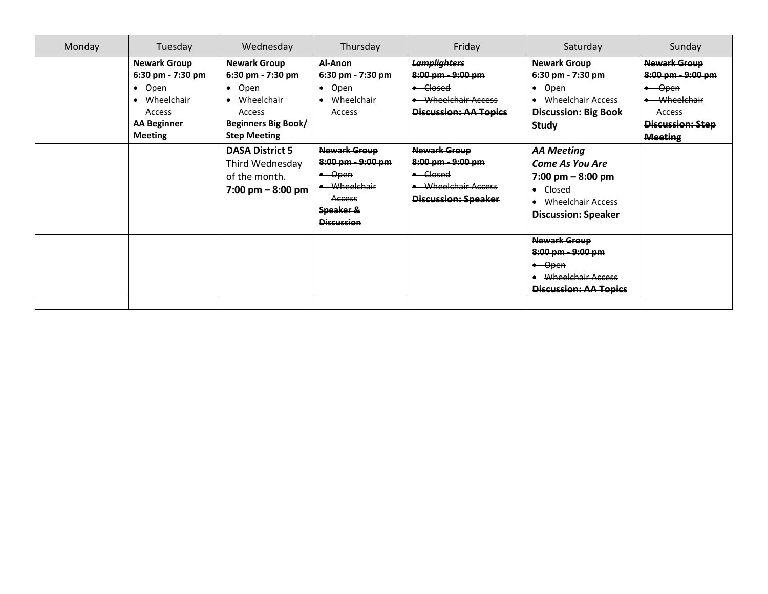| Monday | Tuesday | Wednesday | Thursday | Friday | Saturday | Sunday |
| --- | --- | --- | --- | --- | --- | --- |
| | **Newark Group**<br>**6:30 pm - 7:30 pm**<br>• Open<br>• Wheelchair Access<br>**AA Beginner Meeting** | **Newark Group**<br>**6:30 pm - 7:30 pm**<br>• Open<br>• Wheelchair Access<br>**Beginners Big Book/ Step Meeting** | **Al-Anon**<br>**6:30 pm - 7:30 pm**<br>• Open<br>• Wheelchair Access | ~~***Lamplighters***~~<br>~~**8:00 pm - 9:00 pm**~~<br>~~• Closed~~<br>~~• Wheelchair Access~~<br>~~**Discussion: AA Topics**~~ | **Newark Group**<br>**6:30 pm - 7:30 pm**<br>• Open<br>• Wheelchair Access<br>**Discussion: Big Book Study** | ~~**Newark Group**~~<br>~~**8:00 pm - 9:00 pm**~~<br>~~• Open~~<br>~~• Wheelchair Access~~<br>~~**Discussion: Step Meeting**~~ |
| | | **DASA District 5**<br>Third Wednesday of the month.<br>**7:00 pm – 8:00 pm** | ~~**Newark Group**~~<br>~~**8:00 pm - 9:00 pm**~~<br>~~• Open~~<br>~~• Wheelchair Access~~<br>~~**Speaker & Discussion**~~ | ~~**Newark Group**~~<br>~~**8:00 pm - 9:00 pm**~~<br>~~• Closed~~<br>~~• Wheelchair Access~~<br>~~**Discussion: Speaker**~~ | ***AA Meeting***<br>***Come As You Are***<br>**7:00 pm – 8:00 pm**<br>• Closed<br>• Wheelchair Access<br>**Discussion: Speaker** | |
| | | | | | ~~**Newark Group**~~<br>~~**8:00 pm - 9:00 pm**~~<br>~~• Open~~<br>~~• Wheelchair Access~~<br>~~**Discussion: AA Topics**~~ | |
| | | | | | | |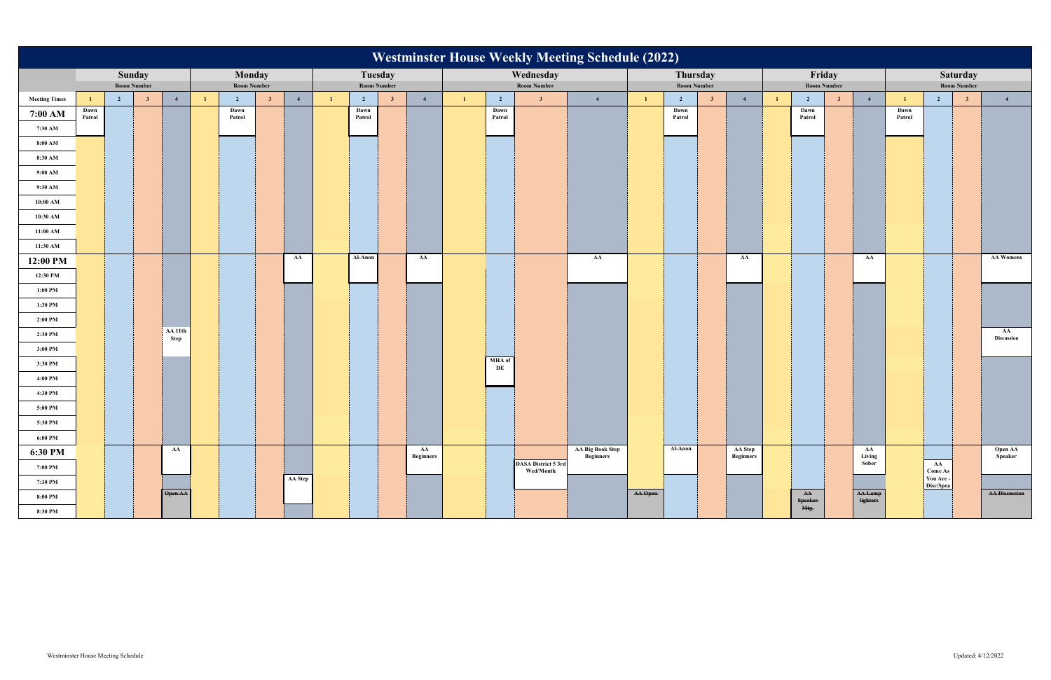# Westminster House Weekly Meeting Schedule (2022)

| | Sunday | | | | Monday | | | | Tuesday | | | | Wednesday | | | | Thursday | | | | Friday | | | | Saturday | | | |
|---|---|---|---|---|---|---|---|---|---|---|---|---|---|---|---|---|---|---|---|---|---|---|---|---|---|---|---|---|
| | Room Number | | | | Room Number | | | | Room Number | | | | Room Number | | | | Room Number | | | | Room Number | | | | Room Number | | | |
| **Meeting Times** | 1 | 2 | 3 | 4 | 1 | 2 | 3 | 4 | 1 | 2 | 3 | 4 | 1 | 2 | 3 | 4 | 1 | 2 | 3 | 4 | 1 | 2 | 3 | 4 | 1 | 2 | 3 | 4 |
| **7:00 AM** | Dawn Patrol | | | | | Dawn Patrol | | | | Dawn Patrol | | | | Dawn Patrol | | | | Dawn Patrol | | | | Dawn Patrol | | | Dawn Patrol | | | |
| 7:30 AM | | | | | | | | | | | | | | | | | | | | | | | | | | | | |
| 8:00 AM | | | | | | | | | | | | | | | | | | | | | | | | | | | | |
| 8:30 AM | | | | | | | | | | | | | | | | | | | | | | | | | | | | |
| 9:00 AM | | | | | | | | | | | | | | | | | | | | | | | | | | | | |
| 9:30 AM | | | | | | | | | | | | | | | | | | | | | | | | | | | | |
| 10:00 AM | | | | | | | | | | | | | | | | | | | | | | | | | | | | |
| 10:30 AM | | | | | | | | | | | | | | | | | | | | | | | | | | | | |
| 11:00 AM | | | | | | | | | | | | | | | | | | | | | | | | | | | | |
| 11:30 AM | | | | | | | | | | | | | | | | | | | | | | | | | | | | |
| **12:00 PM** | | | | | | | | AA | | Al-Anon | | AA | | | | AA | | | | AA | | | | AA | | | | AA Womens |
| 12:30 PM | | | | | | | | | | | | | | | | | | | | | | | | | | | | |
| 1:00 PM | | | | | | | | | | | | | | | | | | | | | | | | | | | | |
| 1:30 PM | | | | | | | | | | | | | | | | | | | | | | | | | | | | |
| 2:00 PM | | | | | | | | | | | | | | | | | | | | | | | | | | | | |
| 2:30 PM | | | | AA 11th Step | | | | | | | | | | | | | | | | | | | | | | | | AA Discussion |
| 3:00 PM | | | | | | | | | | | | | | | | | | | | | | | | | | | | |
| 3:30 PM | | | | | | | | | | | | | | MHA of DE | | | | | | | | | | | | | | |
| 4:00 PM | | | | | | | | | | | | | | | | | | | | | | | | | | | | |
| 4:30 PM | | | | | | | | | | | | | | | | | | | | | | | | | | | | |
| 5:00 PM | | | | | | | | | | | | | | | | | | | | | | | | | | | | |
| 5:30 PM | | | | | | | | | | | | | | | | | | | | | | | | | | | | |
| 6:00 PM | | | | | | | | | | | | | | | | | | | | | | | | | | | | |
| **6:30 PM** | | | | AA | | | | | | | | AA Beginners | | | | AA Big Book Step Beginners | | Al-Anon | | AA Step Beginners | | | | AA Living Sober | | | | Open AA Speaker |
| 7:00 PM | | | | | | | | | | | | | | | DASA District 5 3rd Wed/Month | | | | | | | | | | | AA Come As You Are - Disc/Spea | | |
| 7:30 PM | | | | | | | | AA Step | | | | | | | | | | | | | | | | | | | | |
| 8:00 PM | | | | ~~Open AA~~ | | | | | | | | | | | | | ~~AA Open~~ | | | | | ~~AA Speaker Mtg.~~ | | ~~AA Lamp lighters~~ | | | | ~~AA Discussion~~ |
| 8:30 PM | | | | | | | | | | | | | | | | | | | | | | | | | | | | |

Westminster House Meeting Schedule

Updated: 4/12/2022